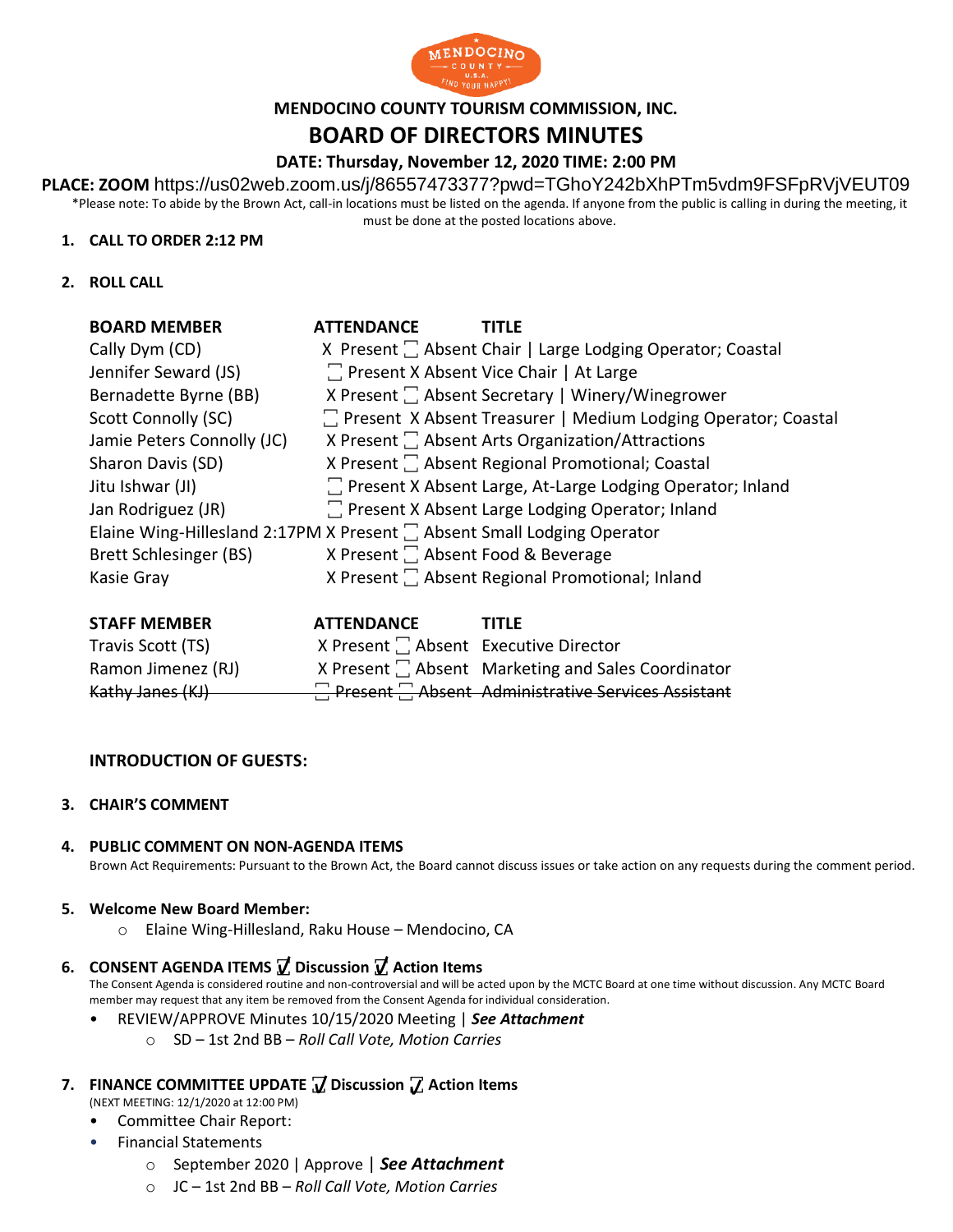**MENDOCINO COUNTY TOURISM COMMISSION, INC.**

# BOARD OF DIRECTORS MINUTES

**DATE: Thursday, November 12, 2020 TIME: 2:00 PM**

**PLACE: ZOOM** https://us02web.zoom.us/j/86557473377?pwd=TGhoY242bXhPTm5vdm9FSFpRVjVEUT09

*Please note: To abide by the Brown Act, call-in locations must be listed on the agenda. If anyone from the public is calling in during the meeting, it must be done at the posted locations above.

1. **CALL TO ORDER 2:12 PM**

2. **ROLL CALL**

| BOARD MEMBER | ATTENDANCE | TITLE |
|---|---|---|
| Cally Dym (CD) | X Present ☐ Absent | Chair \| Large Lodging Operator; Coastal |
| Jennifer Seward (JS) | ☐ Present X Absent | Vice Chair \| At Large |
| Bernadette Byrne (BB) | X Present ☐ Absent | Secretary \| Winery/Winegrower |
| Scott Connolly (SC) | ☐ Present X Absent | Treasurer \| Medium Lodging Operator; Coastal |
| Jamie Peters Connolly (JC) | X Present ☐ Absent | Arts Organization/Attractions |
| Sharon Davis (SD) | X Present ☐ Absent | Regional Promotional; Coastal |
| Jitu Ishwar (JI) | ☐ Present X Absent | Large, At-Large Lodging Operator; Inland |
| Jan Rodriguez (JR) | ☐ Present X Absent | Large Lodging Operator; Inland |
| Elaine Wing-Hillesland 2:17PM | X Present ☐ Absent | Small Lodging Operator |
| Brett Schlesinger (BS) | X Present ☐ Absent | Food & Beverage |
| Kasie Gray | X Present ☐ Absent | Regional Promotional; Inland |

| STAFF MEMBER | ATTENDANCE | TITLE |
|---|---|---|
| Travis Scott (TS) | X Present ☐ Absent | Executive Director |
| Ramon Jimenez (RJ) | X Present ☐ Absent | Marketing and Sales Coordinator |
| ~~Kathy Janes (KJ)~~ | ~~☐ Present ☐ Absent~~ | ~~Administrative Services Assistant~~ |

**INTRODUCTION OF GUESTS:**

3. **CHAIR'S COMMENT**

4. **PUBLIC COMMENT ON NON-AGENDA ITEMS**
   Brown Act Requirements: Pursuant to the Brown Act, the Board cannot discuss issues or take action on any requests during the comment period.

5. **Welcome New Board Member:**
   - Elaine Wing-Hillesland, Raku House – Mendocino, CA

6. **CONSENT AGENDA ITEMS ☑ Discussion ☑ Action Items**
   The Consent Agenda is considered routine and non-controversial and will be acted upon by the MCTC Board at one time without discussion. Any MCTC Board member may request that any item be removed from the Consent Agenda for individual consideration.
   - REVIEW/APPROVE Minutes 10/15/2020 Meeting | ***See Attachment***
     - SD – 1st 2nd BB – *Roll Call Vote, Motion Carries*

7. **FINANCE COMMITTEE UPDATE ☑ Discussion ☑ Action Items**
   (NEXT MEETING: 12/1/2020 at 12:00 PM)
   - Committee Chair Report:
   - Financial Statements
     - September 2020 | Approve | ***See Attachment***
     - JC – 1st 2nd BB – *Roll Call Vote, Motion Carries*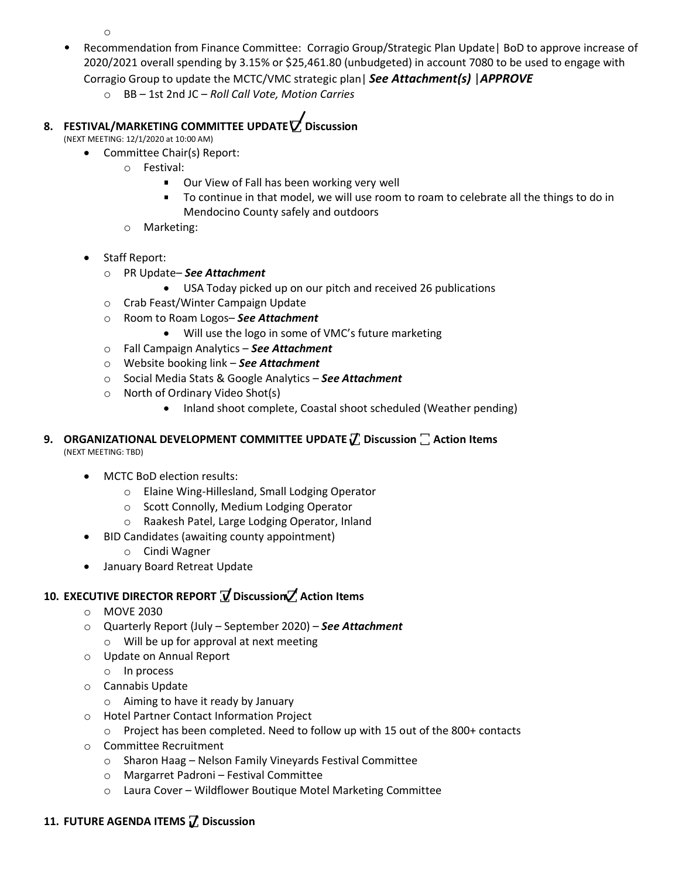- Recommendation from Finance Committee: Corragio Group/Strategic Plan Update| BoD to approve increase of 2020/2021 overall spending by 3.15% or $25,461.80 (unbudgeted) in account 7080 to be used to engage with Corragio Group to update the MCTC/VMC strategic plan| ***See Attachment(s)*** |***APPROVE***
  - BB – 1st 2nd JC – *Roll Call Vote, Motion Carries*

## 8. FESTIVAL/MARKETING COMMITTEE UPDATE ☑ Discussion

(NEXT MEETING: 12/1/2020 at 10:00 AM)

- Committee Chair(s) Report:
  - Festival:
    - Our View of Fall has been working very well
    - To continue in that model, we will use room to roam to celebrate all the things to do in Mendocino County safely and outdoors
  - Marketing:
- Staff Report:
  - PR Update– ***See Attachment***
    - USA Today picked up on our pitch and received 26 publications
  - Crab Feast/Winter Campaign Update
  - Room to Roam Logos– ***See Attachment***
    - Will use the logo in some of VMC's future marketing
  - Fall Campaign Analytics – ***See Attachment***
  - Website booking link – ***See Attachment***
  - Social Media Stats & Google Analytics – ***See Attachment***
  - North of Ordinary Video Shot(s)
    - Inland shoot complete, Coastal shoot scheduled (Weather pending)

## 9. ORGANIZATIONAL DEVELOPMENT COMMITTEE UPDATE ☑ Discussion ☐ Action Items

(NEXT MEETING: TBD)

- MCTC BoD election results:
  - Elaine Wing-Hillesland, Small Lodging Operator
  - Scott Connolly, Medium Lodging Operator
  - Raakesh Patel, Large Lodging Operator, Inland
- BID Candidates (awaiting county appointment)
  - Cindi Wagner
- January Board Retreat Update

## 10. EXECUTIVE DIRECTOR REPORT ☑ Discussion ☑ Action Items

- MOVE 2030
- Quarterly Report (July – September 2020) – ***See Attachment***
  - Will be up for approval at next meeting
- Update on Annual Report
  - In process
- Cannabis Update
  - Aiming to have it ready by January
- Hotel Partner Contact Information Project
  - Project has been completed. Need to follow up with 15 out of the 800+ contacts
- Committee Recruitment
  - Sharon Haag – Nelson Family Vineyards Festival Committee
  - Margarret Padroni – Festival Committee
  - Laura Cover – Wildflower Boutique Motel Marketing Committee

## 11. FUTURE AGENDA ITEMS ☑ Discussion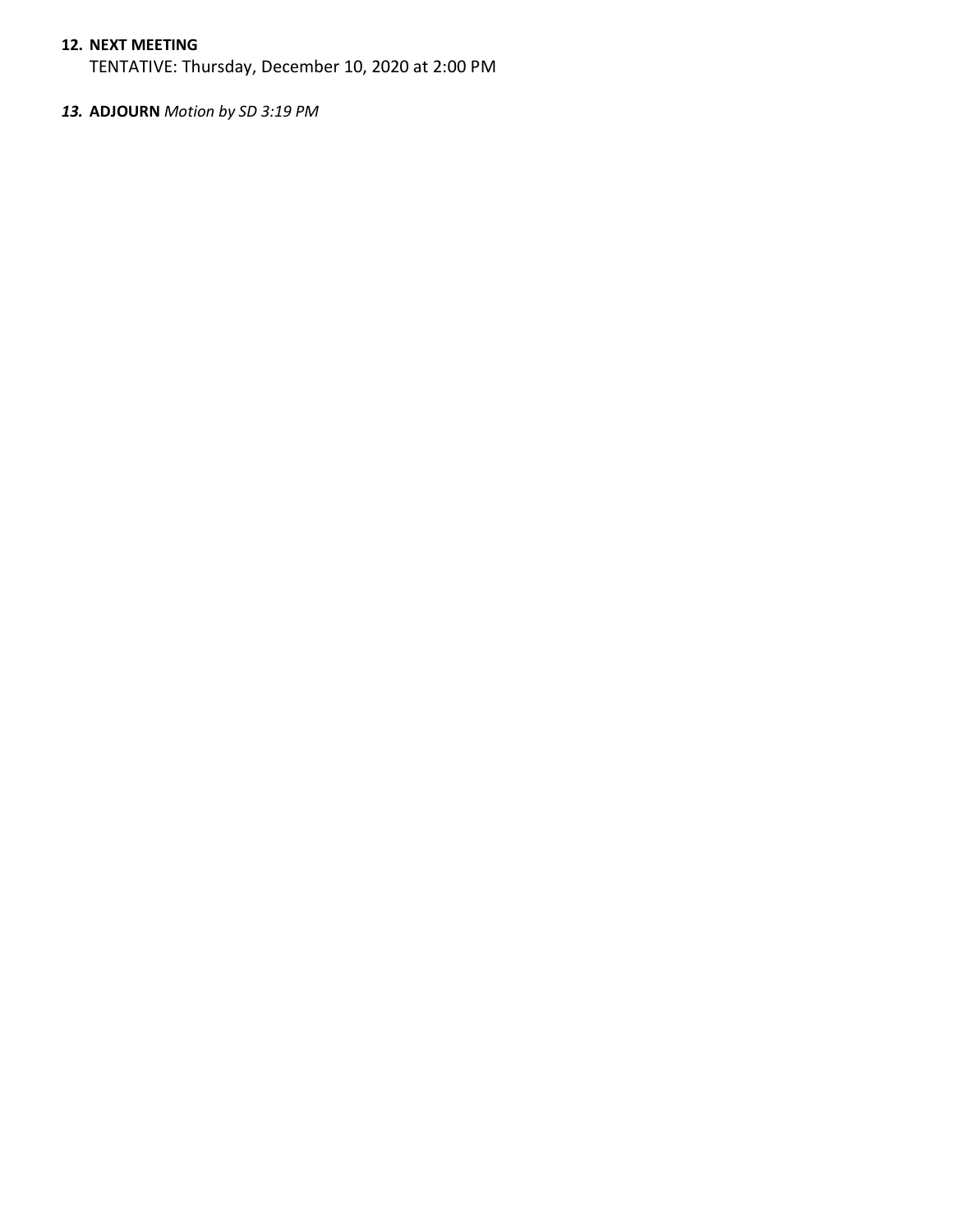**12. NEXT MEETING**

TENTATIVE: Thursday, December 10, 2020 at 2:00 PM

***13.*** **ADJOURN** *Motion by SD 3:19 PM*